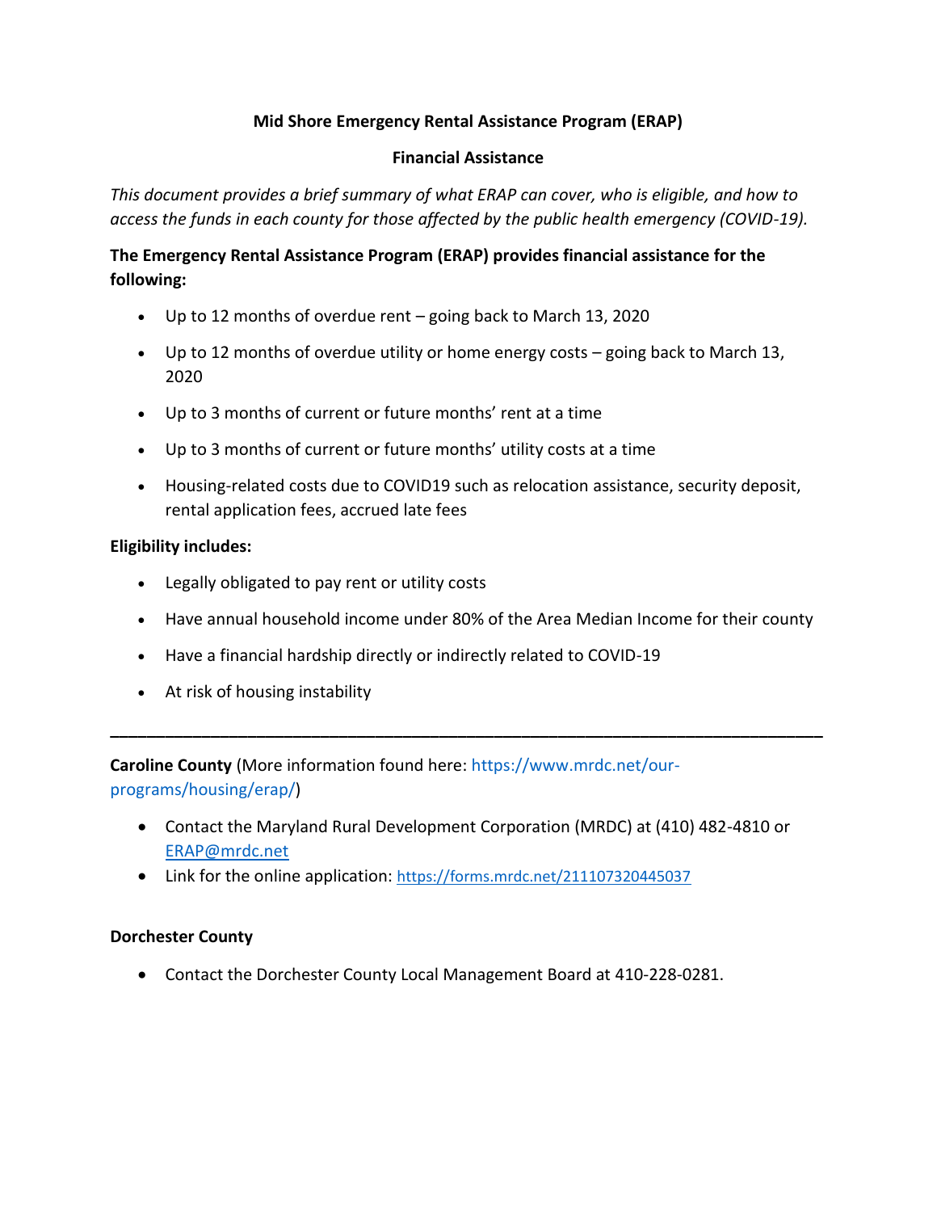# Mid Shore Emergency Rental Assistance Program (ERAP)

## Financial Assistance

*This document provides a brief summary of what ERAP can cover, who is eligible, and how to access the funds in each county for those affected by the public health emergency (COVID-19).*

**The Emergency Rental Assistance Program (ERAP) provides financial assistance for the following:**

- Up to 12 months of overdue rent – going back to March 13, 2020
- Up to 12 months of overdue utility or home energy costs – going back to March 13, 2020
- Up to 3 months of current or future months' rent at a time
- Up to 3 months of current or future months' utility costs at a time
- Housing-related costs due to COVID19 such as relocation assistance, security deposit, rental application fees, accrued late fees

**Eligibility includes:**

- Legally obligated to pay rent or utility costs
- Have annual household income under 80% of the Area Median Income for their county
- Have a financial hardship directly or indirectly related to COVID-19
- At risk of housing instability

---

**Caroline County** (More information found here: https://www.mrdc.net/our-programs/housing/erap/)

- Contact the Maryland Rural Development Corporation (MRDC) at (410) 482-4810 or ERAP@mrdc.net
- Link for the online application: https://forms.mrdc.net/211107320445037

**Dorchester County**

- Contact the Dorchester County Local Management Board at 410-228-0281.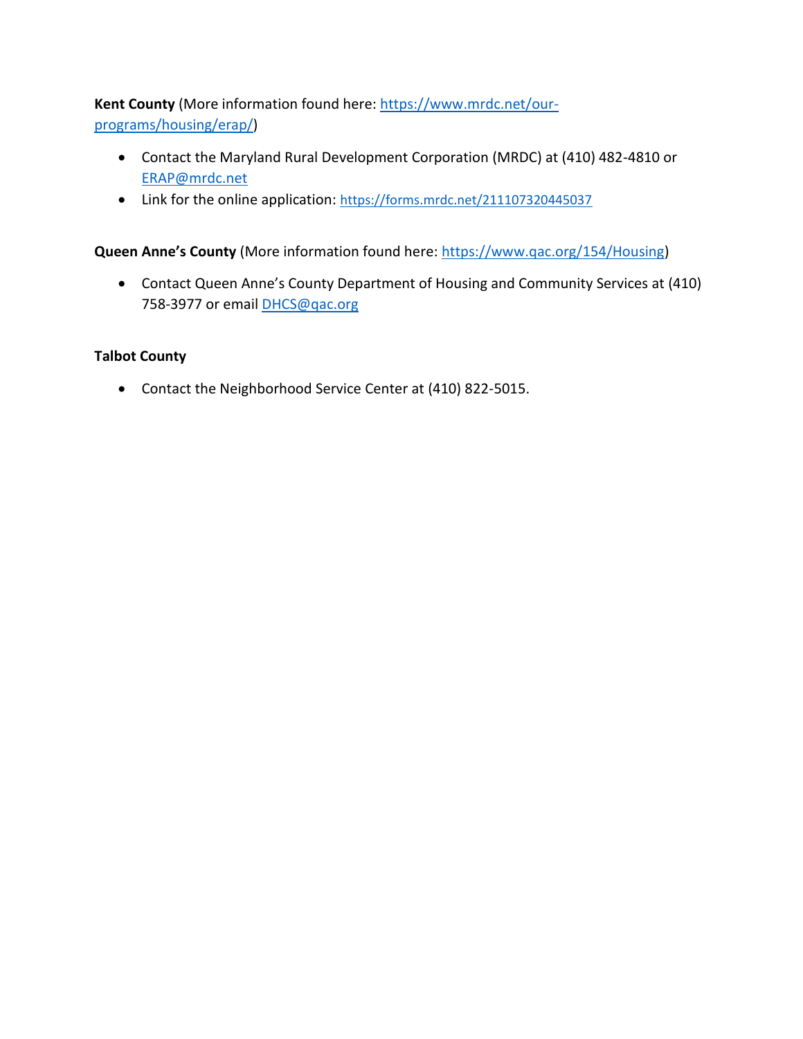**Kent County** (More information found here: https://www.mrdc.net/our-programs/housing/erap/)

- Contact the Maryland Rural Development Corporation (MRDC) at (410) 482-4810 or ERAP@mrdc.net
- Link for the online application: https://forms.mrdc.net/211107320445037

**Queen Anne's County** (More information found here: https://www.qac.org/154/Housing)

- Contact Queen Anne's County Department of Housing and Community Services at (410) 758-3977 or email DHCS@qac.org

**Talbot County**

- Contact the Neighborhood Service Center at (410) 822-5015.